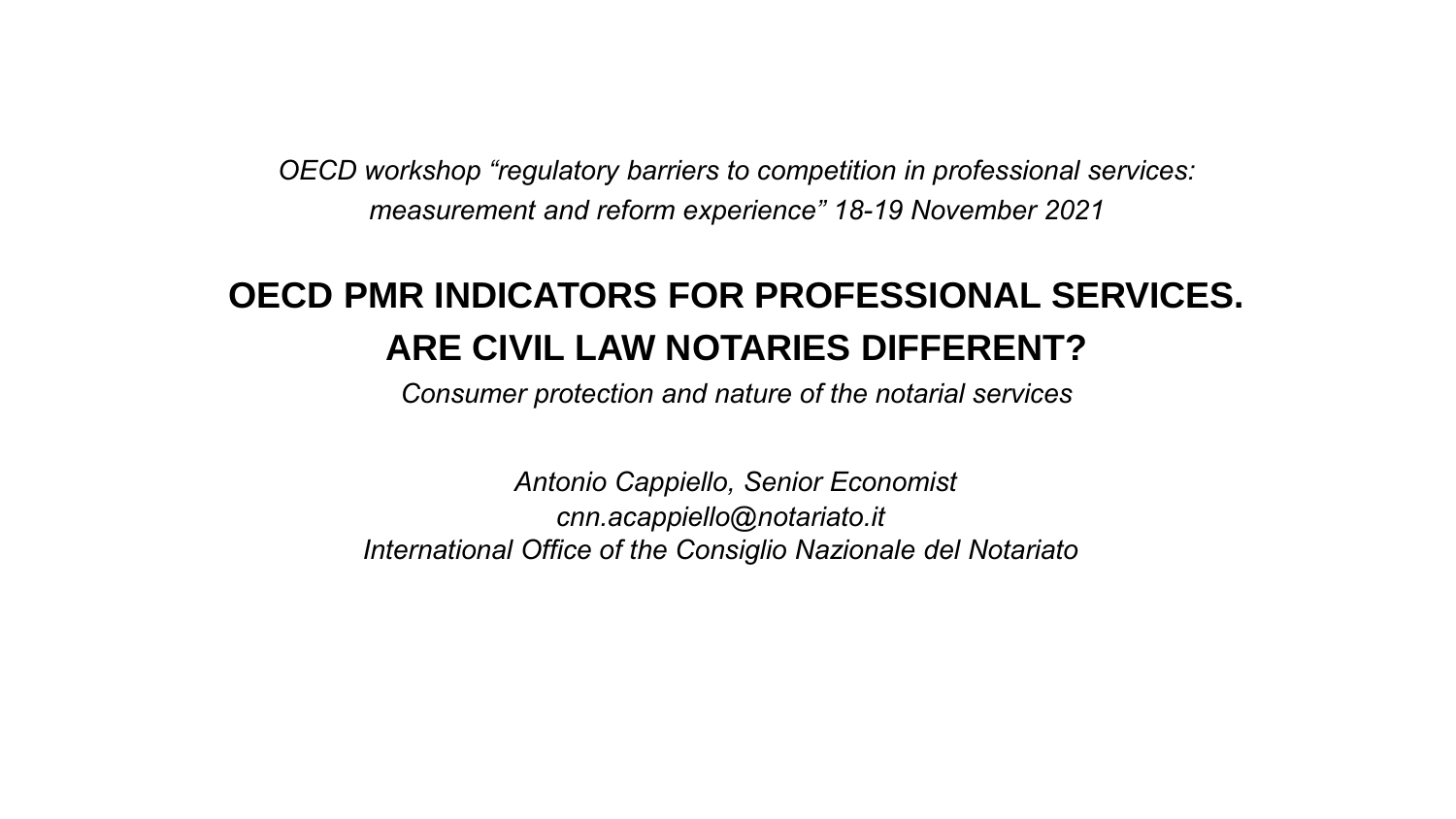*OECD workshop “regulatory barriers to competition in professional services: measurement and reform experience” 18-19 November 2021*

# OECD PMR INDICATORS FOR PROFESSIONAL SERVICES. ARE CIVIL LAW NOTARIES DIFFERENT?

*Consumer protection and nature of the notarial services*

*Antonio Cappiello, Senior Economist*
*cnn.acappiello@notariato.it*
*International Office of the Consiglio Nazionale del Notariato*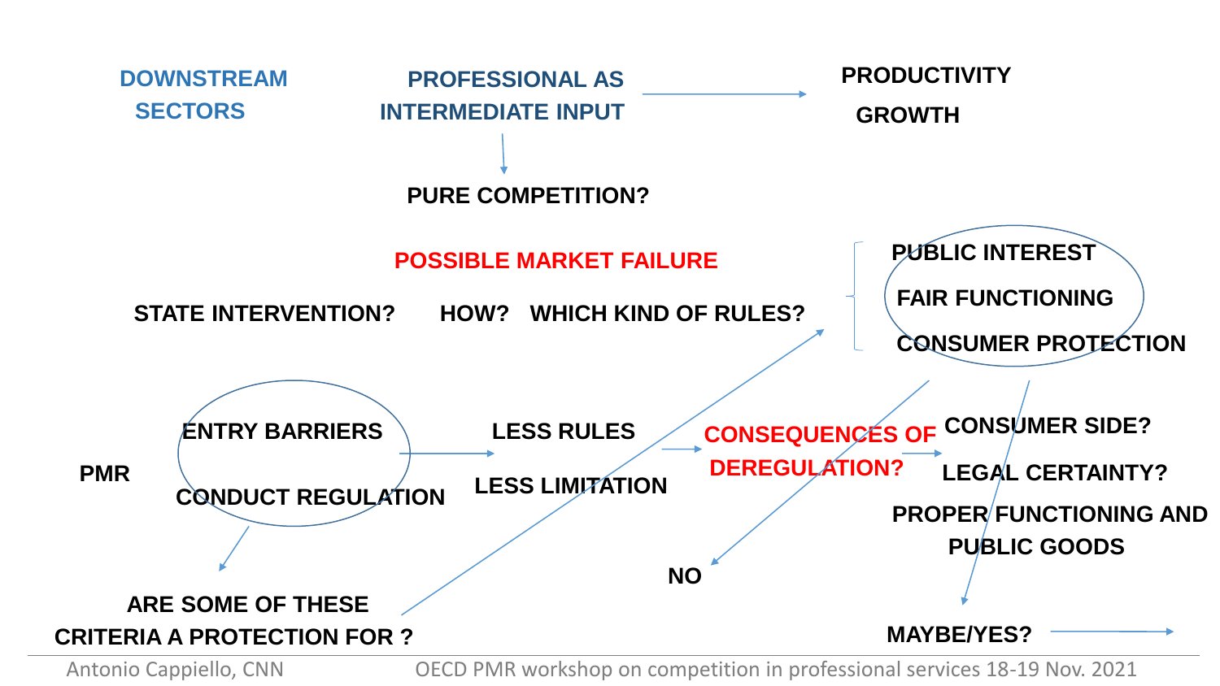DOWNSTREAM SECTORS

PROFESSIONAL AS INTERMEDIATE INPUT → PRODUCTIVITY GROWTH

↓

PURE COMPETITION?

POSSIBLE MARKET FAILURE

STATE INTERVENTION? HOW? WHICH KIND OF RULES?

- PUBLIC INTEREST
- FAIR FUNCTIONING
- CONSUMER PROTECTION

PMR

- ENTRY BARRIERS
- CONDUCT REGULATION

→ LESS RULES / LESS LIMITATION → CONSEQUENCES OF DEREGULATION? →

- CONSUMER SIDE?
- LEGAL CERTAINTY?
- PROPER FUNCTIONING AND PUBLIC GOODS

ARE SOME OF THESE CRITERIA A PROTECTION FOR ?

NO

MAYBE/YES? →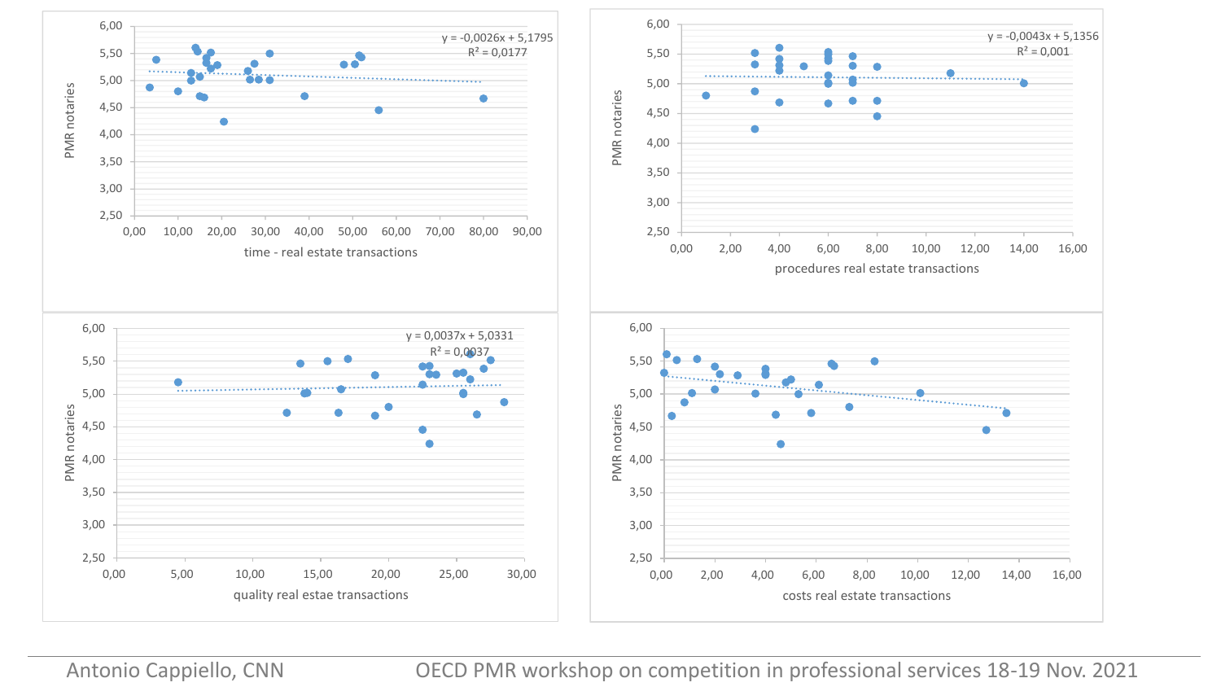y = -0,0026x + 5,1795
$R^2$ = 0,0177

PMR notaries

time - real estate transactions

y = -0,0043x + 5,1356
$R^2$ = 0,001

PMR notaries

procedures real estate transactions

y = 0,0037x + 5,0331
$R^2$ = 0,0037

PMR notaries

quality real estae transactions

PMR notaries

costs real estate transactions

Antonio Cappiello, CNN

OECD PMR workshop on competition in professional services 18-19 Nov. 2021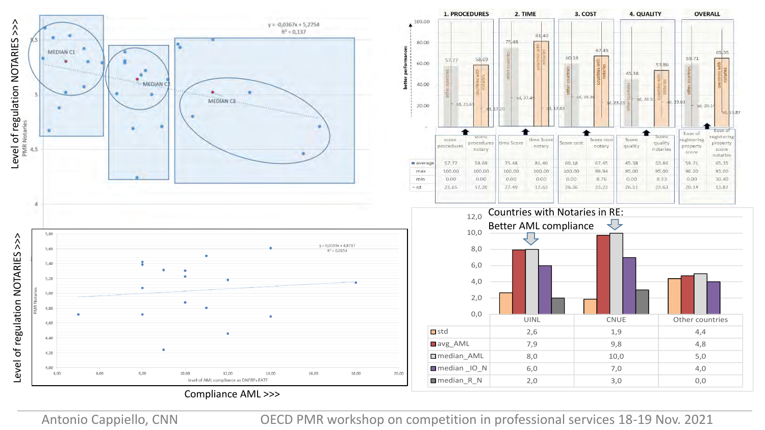Level of regulation NOTARIES >>>

$y = -0{,}0367x + 5{,}2754$
$R^2 = 0{,}137$

MEDIAN C1 — MEDIAN C2 — MEDIAN C3

Level of regulation NOTARIES >>>

$y = 0{,}0159x + 4{,}8717$
$R^2 = 0{,}0154$

level of AML compliance as DNFBPs FATF

Compliance AML >>>

| | 1. PROCEDURES | | 2. TIME | | 3. COST | | 4. QUALITY | | OVERALL | |
|---|---|---|---|---|---|---|---|---|---|---|
| | score procedures | score procedures notary | time Score | time Score notary | Score cost | Score cost notary | Score quality | Score quality notaries | Ease of registering property score | Ease of registering property score notaries |
| average | 57.77 | 58.69 | 75.48 | 81.40 | 60.18 | 67.45 | 45.38 | 53.86 | 59.71 | 65.35 |
| max | 100.00 | 100.00 | 100.00 | 100.00 | 100.00 | 99.94 | 95.00 | 95.00 | 96.20 | 93.00 |
| min | 0.00 | 0.00 | 0.00 | 0.00 | 0.00 | 8.76 | 0.00 | 8.33 | 0.00 | 30.40 |
| sd | 21.65 | 17.20 | 27.49 | 17.63 | 28.36 | 23.23 | 26.51 | 23.63 | 20.14 | 13.87 |

Countries with Notaries in RE: Better AML compliance

| | UINL | CNUE | Other countries |
|---|---|---|---|
| std | 2,6 | 1,9 | 4,4 |
| avg_AML | 7,9 | 9,8 | 4,8 |
| median_AML | 8,0 | 10,0 | 5,0 |
| median _IO_N | 6,0 | 7,0 | 4,0 |
| median_R_N | 2,0 | 3,0 | 0,0 |

Antonio Cappiello, CNN — OECD PMR workshop on competition in professional services 18-19 Nov. 2021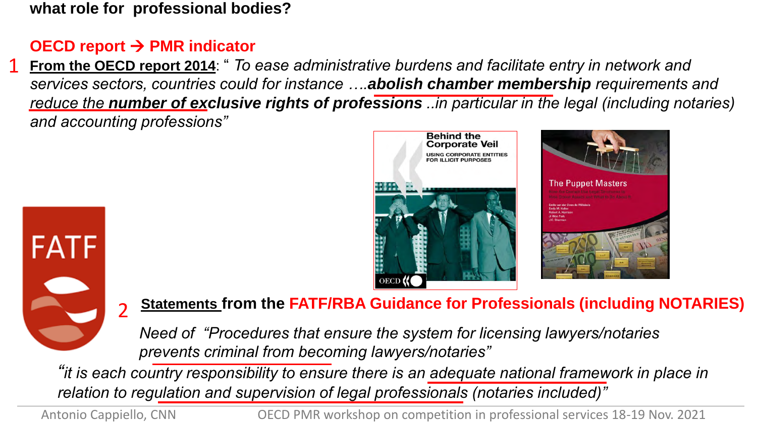# what role for professional bodies?

## OECD report → PMR indicator

1 **From the OECD report 2014**: " *To ease administrative burdens and facilitate entry in network and services sectors, countries could for instance ….**abolish chamber membership** requirements and reduce the **number of exclusive rights of professions** ..in particular in the legal (including notaries) and accounting professions"*

2 **Statements from the FATF/RBA Guidance for Professionals (including NOTARIES)**

*Need of "Procedures that ensure the system for licensing lawyers/notaries prevents criminal from becoming lawyers/notaries"*

*"it is each country responsibility to ensure there is an adequate national framework in place in relation to regulation and supervision of legal professionals (notaries included)"*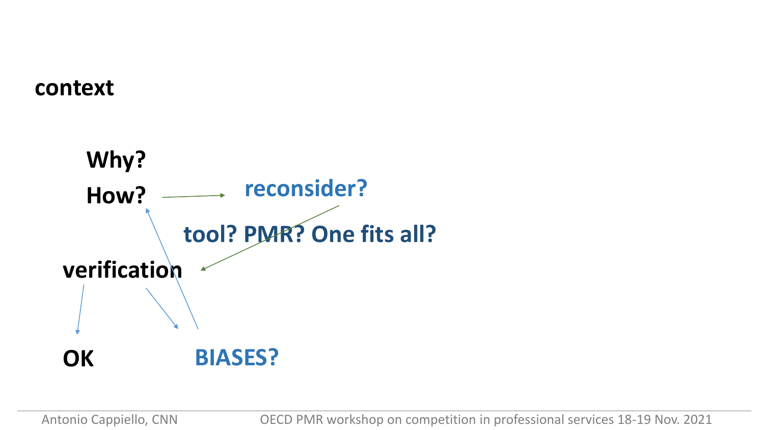**context**

**Why?**

**How?** → **reconsider?**

**tool? PMR? One fits all?**

**verification**

**OK**

**BIASES?**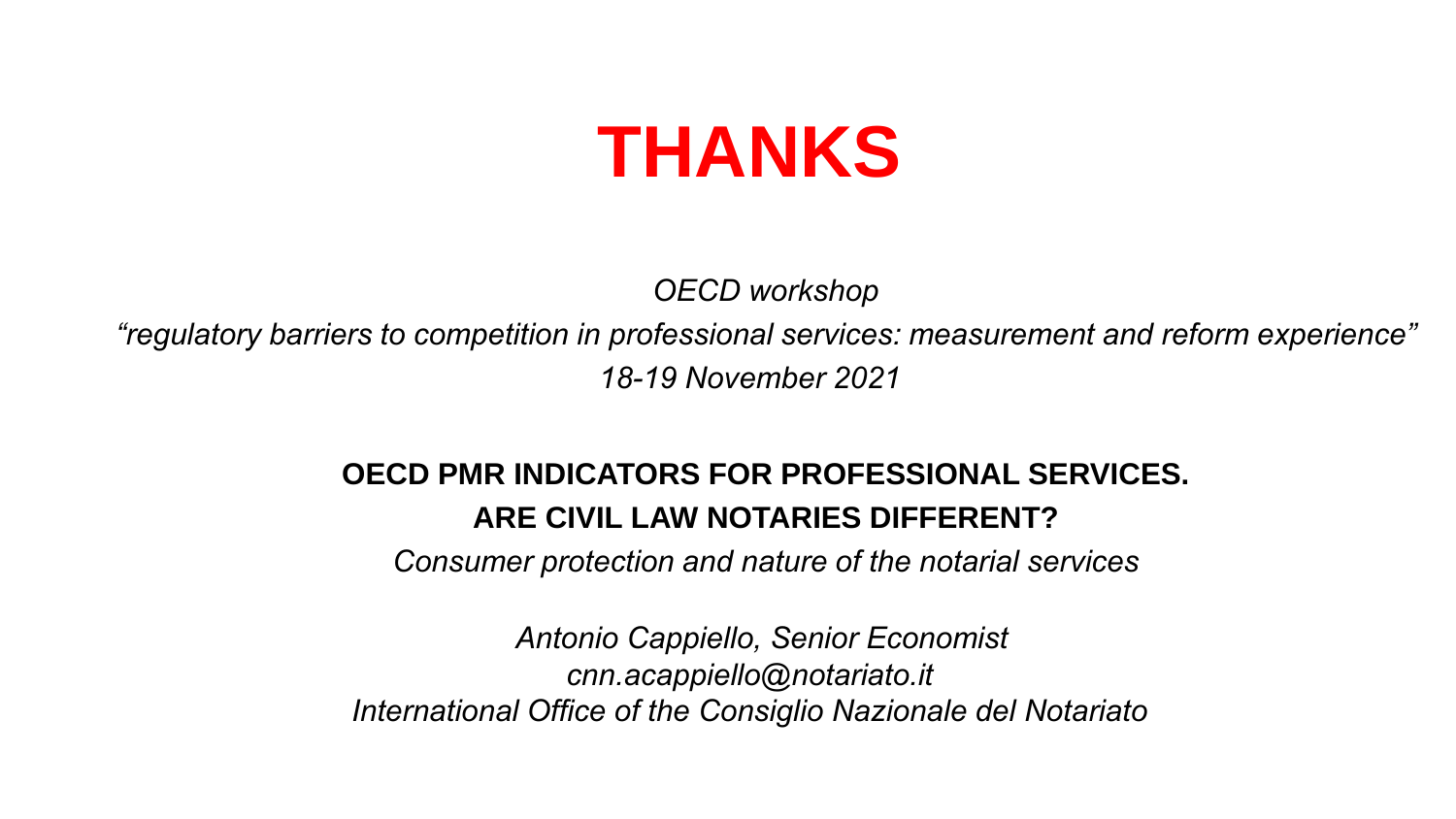# THANKS

*OECD workshop*

*“regulatory barriers to competition in professional services: measurement and reform experience”*

*18-19 November 2021*

**OECD PMR INDICATORS FOR PROFESSIONAL SERVICES.**

**ARE CIVIL LAW NOTARIES DIFFERENT?**

*Consumer protection and nature of the notarial services*

*Antonio Cappiello, Senior Economist*

*cnn.acappiello@notariato.it*

*International Office of the Consiglio Nazionale del Notariato*